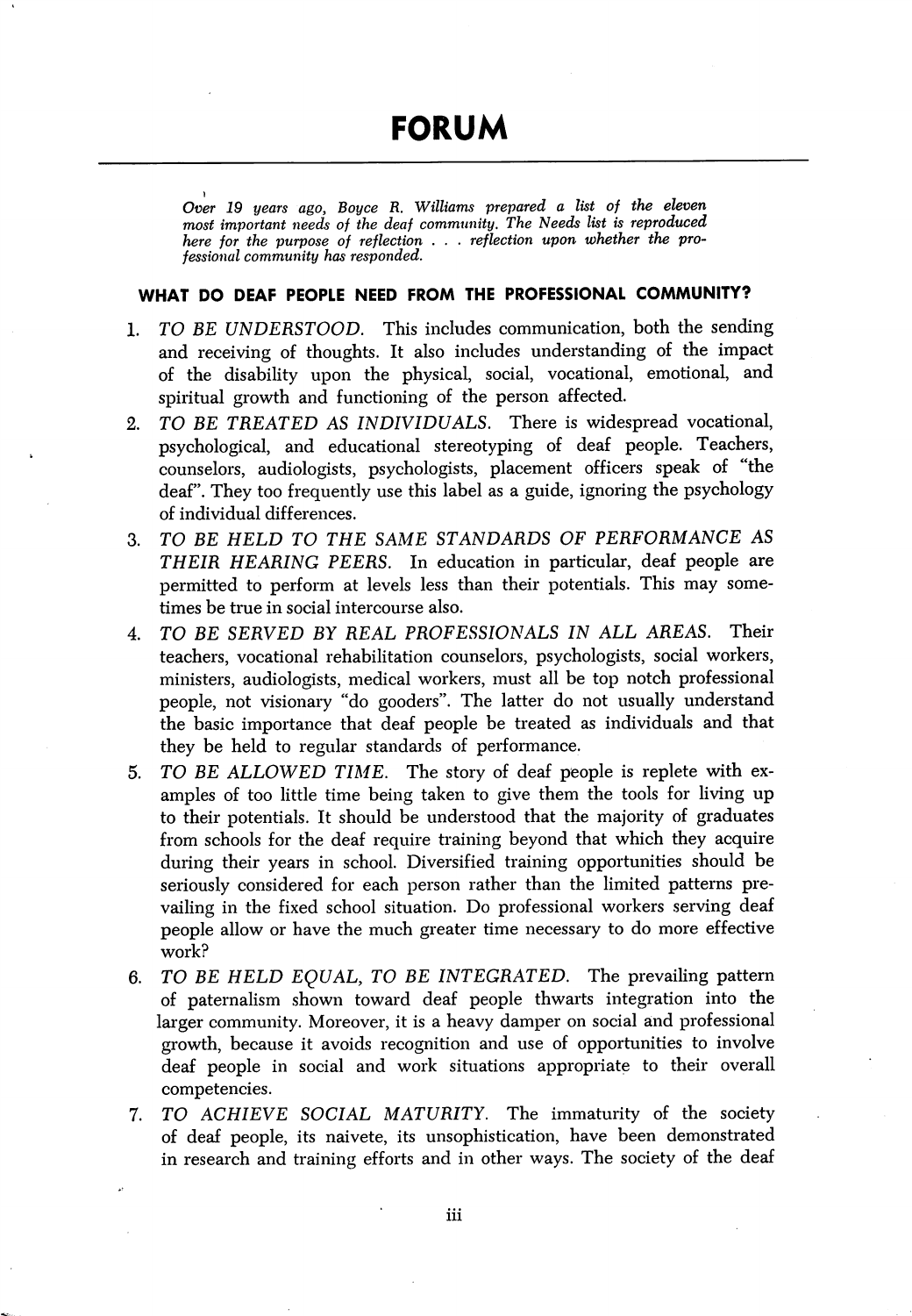# FORUM

*Over 19 years ago, Boyce R. Williams prepared a list of the eleven most important needs of the deaf community. The Needs list is reproduced here for the purpose of reflection . . . reflection upon whether the professional community has responded.*

## WHAT DO DEAF PEOPLE NEED FROM THE PROFESSIONAL COMMUNITY?

1. *TO BE UNDERSTOOD.* This includes communication, both the sending and receiving of thoughts. It also includes understanding of the impact of the disability upon the physical, social, vocational, emotional, and spiritual growth and functioning of the person affected.
2. *TO BE TREATED AS INDIVIDUALS.* There is widespread vocational, psychological, and educational stereotyping of deaf people. Teachers, counselors, audiologists, psychologists, placement officers speak of "the deaf". They too frequently use this label as a guide, ignoring the psychology of individual differences.
3. *TO BE HELD TO THE SAME STANDARDS OF PERFORMANCE AS THEIR HEARING PEERS.* In education in particular, deaf people are permitted to perform at levels less than their potentials. This may sometimes be true in social intercourse also.
4. *TO BE SERVED BY REAL PROFESSIONALS IN ALL AREAS.* Their teachers, vocational rehabilitation counselors, psychologists, social workers, ministers, audiologists, medical workers, must all be top notch professional people, not visionary "do gooders". The latter do not usually understand the basic importance that deaf people be treated as individuals and that they be held to regular standards of performance.
5. *TO BE ALLOWED TIME.* The story of deaf people is replete with examples of too little time being taken to give them the tools for living up to their potentials. It should be understood that the majority of graduates from schools for the deaf require training beyond that which they acquire during their years in school. Diversified training opportunities should be seriously considered for each person rather than the limited patterns prevailing in the fixed school situation. Do professional workers serving deaf people allow or have the much greater time necessary to do more effective work?
6. *TO BE HELD EQUAL, TO BE INTEGRATED.* The prevailing pattern of paternalism shown toward deaf people thwarts integration into the larger community. Moreover, it is a heavy damper on social and professional growth, because it avoids recognition and use of opportunities to involve deaf people in social and work situations appropriate to their overall competencies.
7. *TO ACHIEVE SOCIAL MATURITY.* The immaturity of the society of deaf people, its naivete, its unsophistication, have been demonstrated in research and training efforts and in other ways. The society of the deaf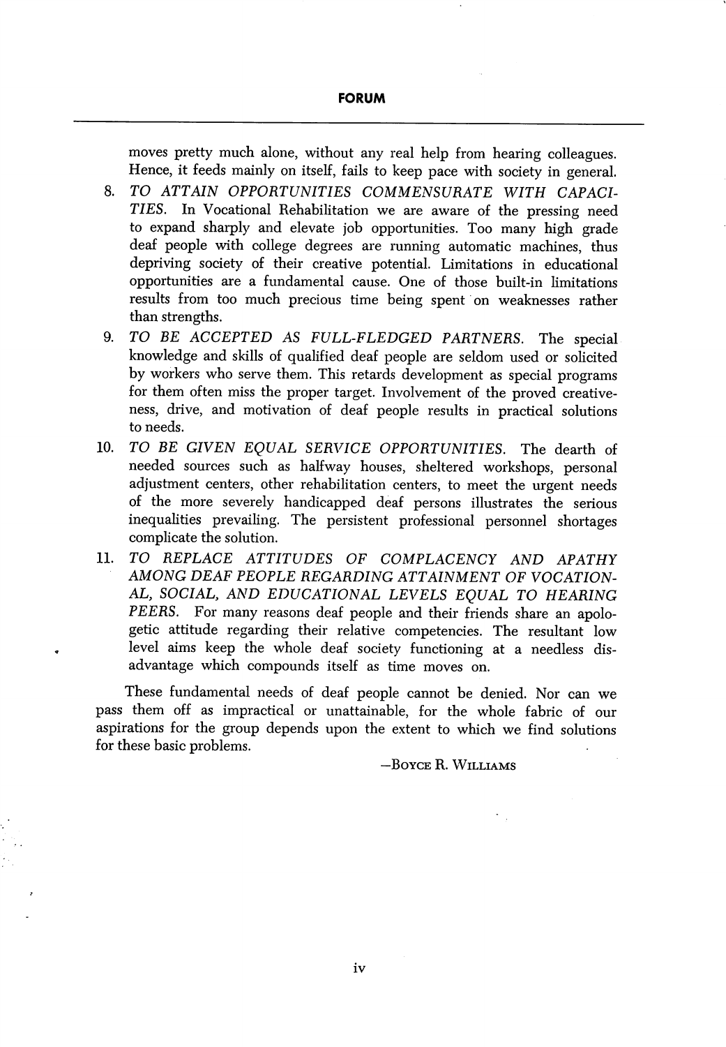moves pretty much alone, without any real help from hearing colleagues. Hence, it feeds mainly on itself, fails to keep pace with society in general.

8. *TO ATTAIN OPPORTUNITIES COMMENSURATE WITH CAPACITIES.* In Vocational Rehabilitation we are aware of the pressing need to expand sharply and elevate job opportunities. Too many high grade deaf people with college degrees are running automatic machines, thus depriving society of their creative potential. Limitations in educational opportunities are a fundamental cause. One of those built-in limitations results from too much precious time being spent on weaknesses rather than strengths.
9. *TO BE ACCEPTED AS FULL-FLEDGED PARTNERS.* The special knowledge and skills of qualified deaf people are seldom used or solicited by workers who serve them. This retards development as special programs for them often miss the proper target. Involvement of the proved creativeness, drive, and motivation of deaf people results in practical solutions to needs.
10. *TO BE GIVEN EQUAL SERVICE OPPORTUNITIES.* The dearth of needed sources such as halfway houses, sheltered workshops, personal adjustment centers, other rehabilitation centers, to meet the urgent needs of the more severely handicapped deaf persons illustrates the serious inequalities prevailing. The persistent professional personnel shortages complicate the solution.
11. *TO REPLACE ATTITUDES OF COMPLACENCY AND APATHY AMONG DEAF PEOPLE REGARDING ATTAINMENT OF VOCATIONAL, SOCIAL, AND EDUCATIONAL LEVELS EQUAL TO HEARING PEERS.* For many reasons deaf people and their friends share an apologetic attitude regarding their relative competencies. The resultant low level aims keep the whole deaf society functioning at a needless disadvantage which compounds itself as time moves on.

These fundamental needs of deaf people cannot be denied. Nor can we pass them off as impractical or unattainable, for the whole fabric of our aspirations for the group depends upon the extent to which we find solutions for these basic problems.

—Boyce R. Williams